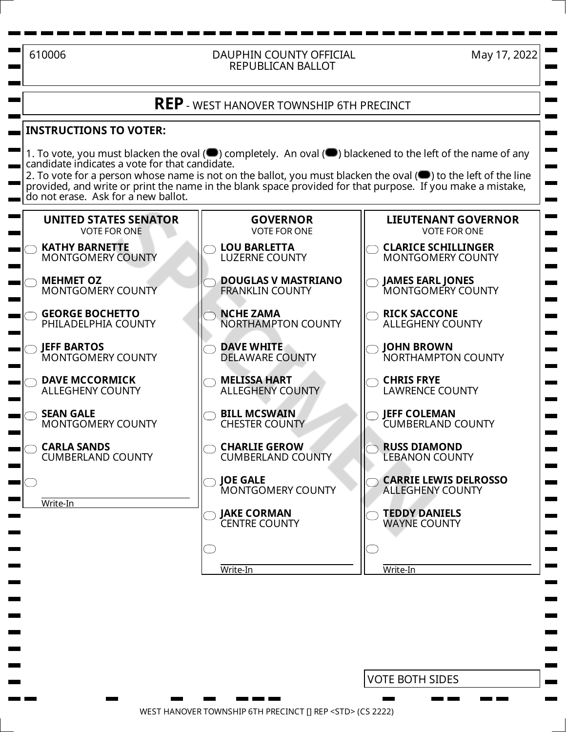610006

DAUPHIN COUNTY OFFICIAL
REPUBLICAN BALLOT

May 17, 2022

# REP - WEST HANOVER TOWNSHIP 6TH PRECINCT

**INSTRUCTIONS TO VOTER:**

1. To vote, you must blacken the oval (⬬) completely. An oval (⬬) blackened to the left of the name of any candidate indicates a vote for that candidate.
2. To vote for a person whose name is not on the ballot, you must blacken the oval (⬬) to the left of the line provided, and write or print the name in the blank space provided for that purpose. If you make a mistake, do not erase. Ask for a new ballot.

## UNITED STATES SENATOR
VOTE FOR ONE

- **KATHY BARNETTE** MONTGOMERY COUNTY
- **MEHMET OZ** MONTGOMERY COUNTY
- **GEORGE BOCHETTO** PHILADELPHIA COUNTY
- **JEFF BARTOS** MONTGOMERY COUNTY
- **DAVE MCCORMICK** ALLEGHENY COUNTY
- **SEAN GALE** MONTGOMERY COUNTY
- **CARLA SANDS** CUMBERLAND COUNTY
- Write-In

## GOVERNOR
VOTE FOR ONE

- **LOU BARLETTA** LUZERNE COUNTY
- **DOUGLAS V MASTRIANO** FRANKLIN COUNTY
- **NCHE ZAMA** NORTHAMPTON COUNTY
- **DAVE WHITE** DELAWARE COUNTY
- **MELISSA HART** ALLEGHENY COUNTY
- **BILL MCSWAIN** CHESTER COUNTY
- **CHARLIE GEROW** CUMBERLAND COUNTY
- **JOE GALE** MONTGOMERY COUNTY
- **JAKE CORMAN** CENTRE COUNTY
- Write-In

## LIEUTENANT GOVERNOR
VOTE FOR ONE

- **CLARICE SCHILLINGER** MONTGOMERY COUNTY
- **JAMES EARL JONES** MONTGOMERY COUNTY
- **RICK SACCONE** ALLEGHENY COUNTY
- **JOHN BROWN** NORTHAMPTON COUNTY
- **CHRIS FRYE** LAWRENCE COUNTY
- **JEFF COLEMAN** CUMBERLAND COUNTY
- **RUSS DIAMOND** LEBANON COUNTY
- **CARRIE LEWIS DELROSSO** ALLEGHENY COUNTY
- **TEDDY DANIELS** WAYNE COUNTY
- Write-In

VOTE BOTH SIDES

WEST HANOVER TOWNSHIP 6TH PRECINCT [] REP <STD> (CS 2222)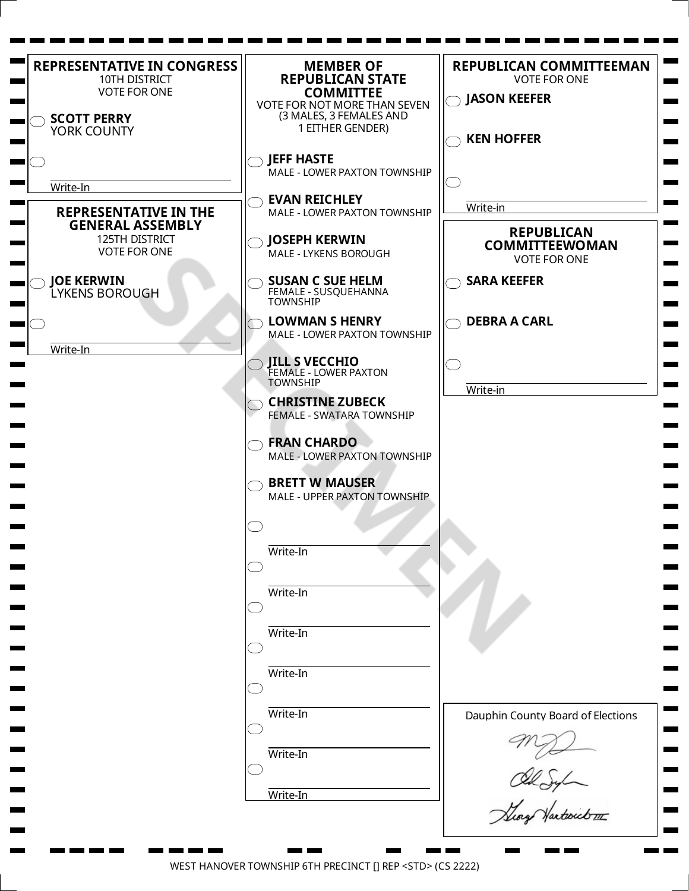## REPRESENTATIVE IN CONGRESS

10TH DISTRICT
VOTE FOR ONE

- **SCOTT PERRY**
  YORK COUNTY
- Write-In

## REPRESENTATIVE IN THE GENERAL ASSEMBLY

125TH DISTRICT
VOTE FOR ONE

- **JOE KERWIN**
  LYKENS BOROUGH
- Write-In

## MEMBER OF REPUBLICAN STATE COMMITTEE

VOTE FOR NOT MORE THAN SEVEN
(3 MALES, 3 FEMALES AND
1 EITHER GENDER)

- **JEFF HASTE**
  MALE - LOWER PAXTON TOWNSHIP
- **EVAN REICHLEY**
  MALE - LOWER PAXTON TOWNSHIP
- **JOSEPH KERWIN**
  MALE - LYKENS BOROUGH
- **SUSAN C SUE HELM**
  FEMALE - SUSQUEHANNA TOWNSHIP
- **LOWMAN S HENRY**
  MALE - LOWER PAXTON TOWNSHIP
- **JILL S VECCHIO**
  FEMALE - LOWER PAXTON TOWNSHIP
- **CHRISTINE ZUBECK**
  FEMALE - SWATARA TOWNSHIP
- **FRAN CHARDO**
  MALE - LOWER PAXTON TOWNSHIP
- **BRETT W MAUSER**
  MALE - UPPER PAXTON TOWNSHIP
- Write-In
- Write-In
- Write-In
- Write-In
- Write-In
- Write-In
- Write-In

## REPUBLICAN COMMITTEEMAN

VOTE FOR ONE

- **JASON KEEFER**
- **KEN HOFFER**
- Write-in

## REPUBLICAN COMMITTEEWOMAN

VOTE FOR ONE

- **SARA KEEFER**
- **DEBRA A CARL**
- Write-in

Dauphin County Board of Elections

SPECIMEN

WEST HANOVER TOWNSHIP 6TH PRECINCT [] REP <STD> (CS 2222)